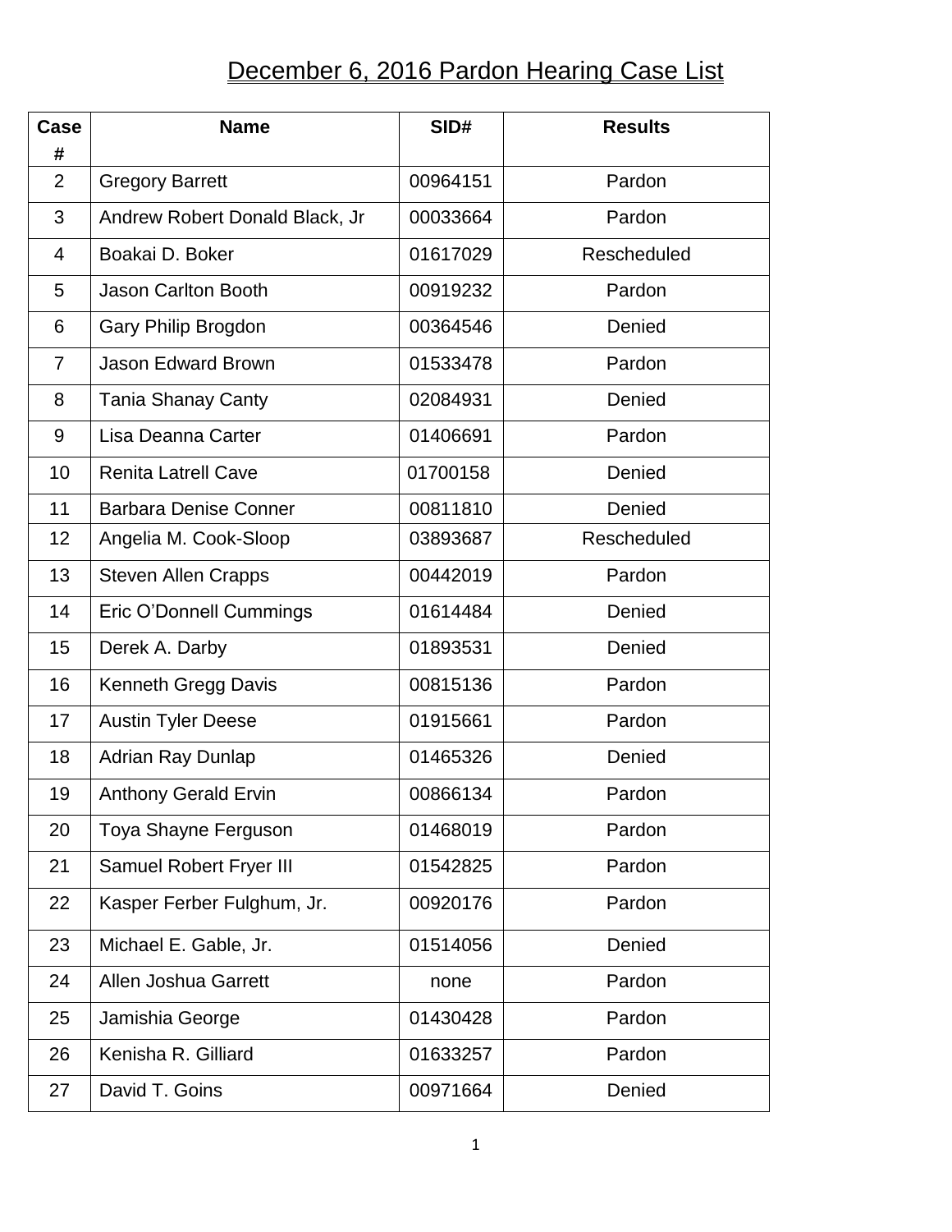# December 6, 2016 Pardon Hearing Case List

| Case # | Name | SID# | Results |
|---|---|---|---|
| 2 | Gregory Barrett | 00964151 | Pardon |
| 3 | Andrew Robert Donald Black, Jr | 00033664 | Pardon |
| 4 | Boakai D. Boker | 01617029 | Rescheduled |
| 5 | Jason Carlton Booth | 00919232 | Pardon |
| 6 | Gary Philip Brogdon | 00364546 | Denied |
| 7 | Jason Edward Brown | 01533478 | Pardon |
| 8 | Tania Shanay Canty | 02084931 | Denied |
| 9 | Lisa Deanna Carter | 01406691 | Pardon |
| 10 | Renita Latrell Cave | 01700158 | Denied |
| 11 | Barbara Denise Conner | 00811810 | Denied |
| 12 | Angelia M. Cook-Sloop | 03893687 | Rescheduled |
| 13 | Steven Allen Crapps | 00442019 | Pardon |
| 14 | Eric O'Donnell Cummings | 01614484 | Denied |
| 15 | Derek A. Darby | 01893531 | Denied |
| 16 | Kenneth Gregg Davis | 00815136 | Pardon |
| 17 | Austin Tyler Deese | 01915661 | Pardon |
| 18 | Adrian Ray Dunlap | 01465326 | Denied |
| 19 | Anthony Gerald Ervin | 00866134 | Pardon |
| 20 | Toya Shayne Ferguson | 01468019 | Pardon |
| 21 | Samuel Robert Fryer III | 01542825 | Pardon |
| 22 | Kasper Ferber Fulghum, Jr. | 00920176 | Pardon |
| 23 | Michael E. Gable, Jr. | 01514056 | Denied |
| 24 | Allen Joshua Garrett | none | Pardon |
| 25 | Jamishia George | 01430428 | Pardon |
| 26 | Kenisha R. Gilliard | 01633257 | Pardon |
| 27 | David T. Goins | 00971664 | Denied |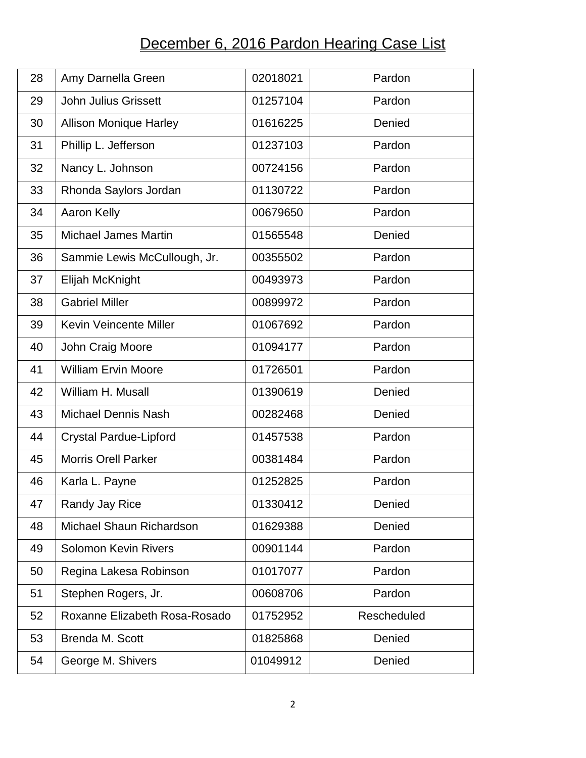# December 6, 2016 Pardon Hearing Case List

| | | | |
|---|---|---|---|
| 28 | Amy Darnella Green | 02018021 | Pardon |
| 29 | John Julius Grissett | 01257104 | Pardon |
| 30 | Allison Monique Harley | 01616225 | Denied |
| 31 | Phillip L. Jefferson | 01237103 | Pardon |
| 32 | Nancy L. Johnson | 00724156 | Pardon |
| 33 | Rhonda Saylors Jordan | 01130722 | Pardon |
| 34 | Aaron Kelly | 00679650 | Pardon |
| 35 | Michael James Martin | 01565548 | Denied |
| 36 | Sammie Lewis McCullough, Jr. | 00355502 | Pardon |
| 37 | Elijah McKnight | 00493973 | Pardon |
| 38 | Gabriel Miller | 00899972 | Pardon |
| 39 | Kevin Veincente Miller | 01067692 | Pardon |
| 40 | John Craig Moore | 01094177 | Pardon |
| 41 | William Ervin Moore | 01726501 | Pardon |
| 42 | William H. Musall | 01390619 | Denied |
| 43 | Michael Dennis Nash | 00282468 | Denied |
| 44 | Crystal Pardue-Lipford | 01457538 | Pardon |
| 45 | Morris Orell Parker | 00381484 | Pardon |
| 46 | Karla L. Payne | 01252825 | Pardon |
| 47 | Randy Jay Rice | 01330412 | Denied |
| 48 | Michael Shaun Richardson | 01629388 | Denied |
| 49 | Solomon Kevin Rivers | 00901144 | Pardon |
| 50 | Regina Lakesa Robinson | 01017077 | Pardon |
| 51 | Stephen Rogers, Jr. | 00608706 | Pardon |
| 52 | Roxanne Elizabeth Rosa-Rosado | 01752952 | Rescheduled |
| 53 | Brenda M. Scott | 01825868 | Denied |
| 54 | George M. Shivers | 01049912 | Denied |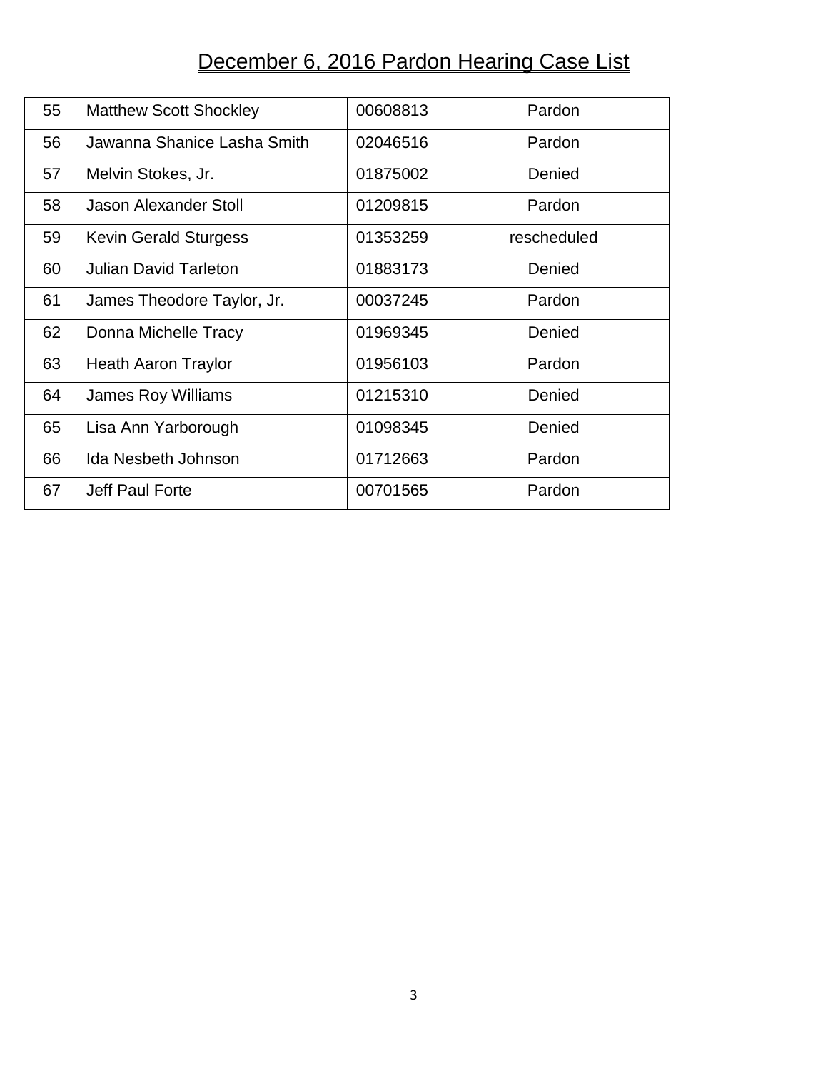# December 6, 2016 Pardon Hearing Case List

| | | | |
|---|---|---|---|
| 55 | Matthew Scott Shockley | 00608813 | Pardon |
| 56 | Jawanna Shanice Lasha Smith | 02046516 | Pardon |
| 57 | Melvin Stokes, Jr. | 01875002 | Denied |
| 58 | Jason Alexander Stoll | 01209815 | Pardon |
| 59 | Kevin Gerald Sturgess | 01353259 | rescheduled |
| 60 | Julian David Tarleton | 01883173 | Denied |
| 61 | James Theodore Taylor, Jr. | 00037245 | Pardon |
| 62 | Donna Michelle Tracy | 01969345 | Denied |
| 63 | Heath Aaron Traylor | 01956103 | Pardon |
| 64 | James Roy Williams | 01215310 | Denied |
| 65 | Lisa Ann Yarborough | 01098345 | Denied |
| 66 | Ida Nesbeth Johnson | 01712663 | Pardon |
| 67 | Jeff Paul Forte | 00701565 | Pardon |